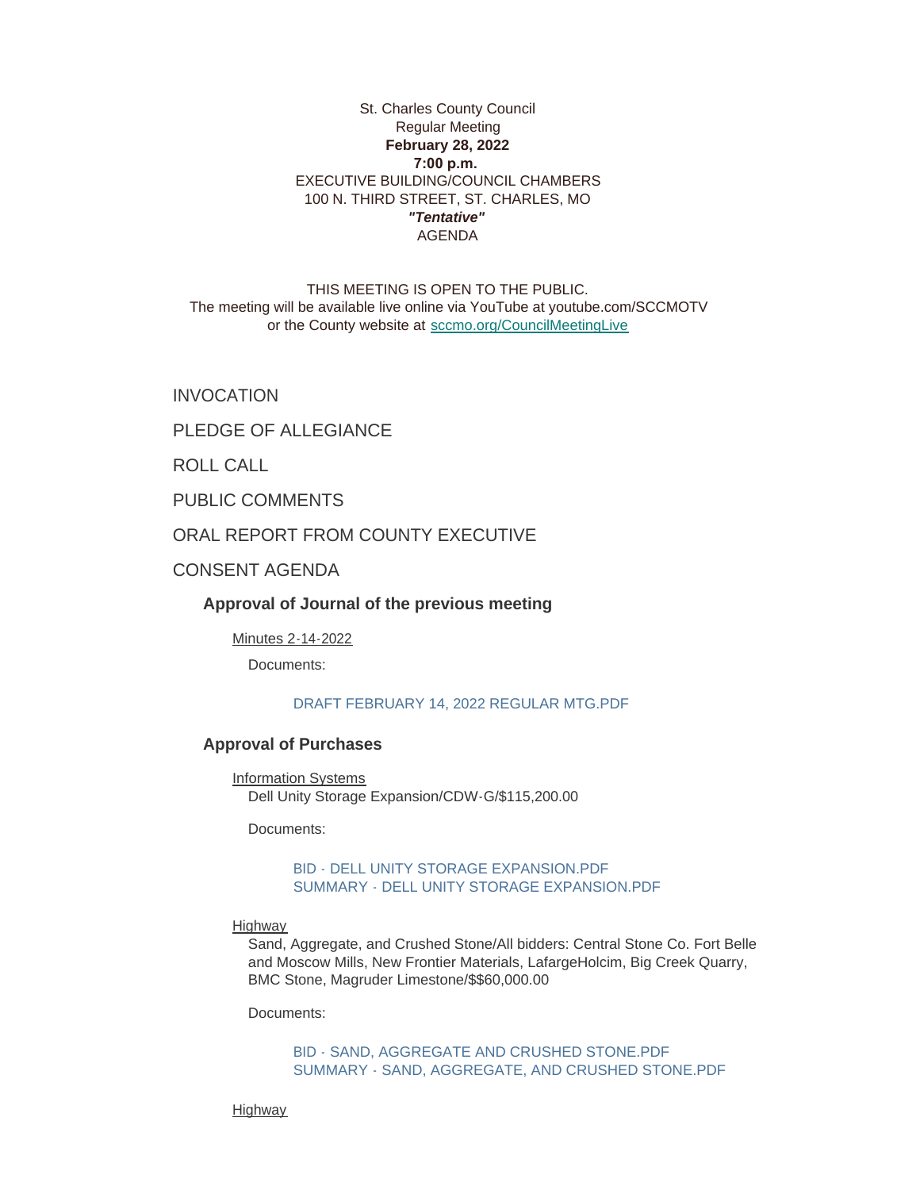St. Charles County Council
Regular Meeting
**February 28, 2022**
**7:00 p.m.**
EXECUTIVE BUILDING/COUNCIL CHAMBERS
100 N. THIRD STREET, ST. CHARLES, MO
***"Tentative"***
AGENDA

THIS MEETING IS OPEN TO THE PUBLIC.
The meeting will be available live online via YouTube at youtube.com/SCCMOTV
or the County website at sccmo.org/CouncilMeetingLive

## INVOCATION

## PLEDGE OF ALLEGIANCE

## ROLL CALL

## PUBLIC COMMENTS

## ORAL REPORT FROM COUNTY EXECUTIVE

## CONSENT AGENDA

### Approval of Journal of the previous meeting

Minutes 2-14-2022

Documents:

DRAFT FEBRUARY 14, 2022 REGULAR MTG.PDF

### Approval of Purchases

Information Systems
Dell Unity Storage Expansion/CDW-G/$115,200.00

Documents:

BID - DELL UNITY STORAGE EXPANSION.PDF
SUMMARY - DELL UNITY STORAGE EXPANSION.PDF

Highway
Sand, Aggregate, and Crushed Stone/All bidders: Central Stone Co. Fort Belle and Moscow Mills, New Frontier Materials, LafargeHolcim, Big Creek Quarry, BMC Stone, Magruder Limestone/$$60,000.00

Documents:

BID - SAND, AGGREGATE AND CRUSHED STONE.PDF
SUMMARY - SAND, AGGREGATE, AND CRUSHED STONE.PDF

Highway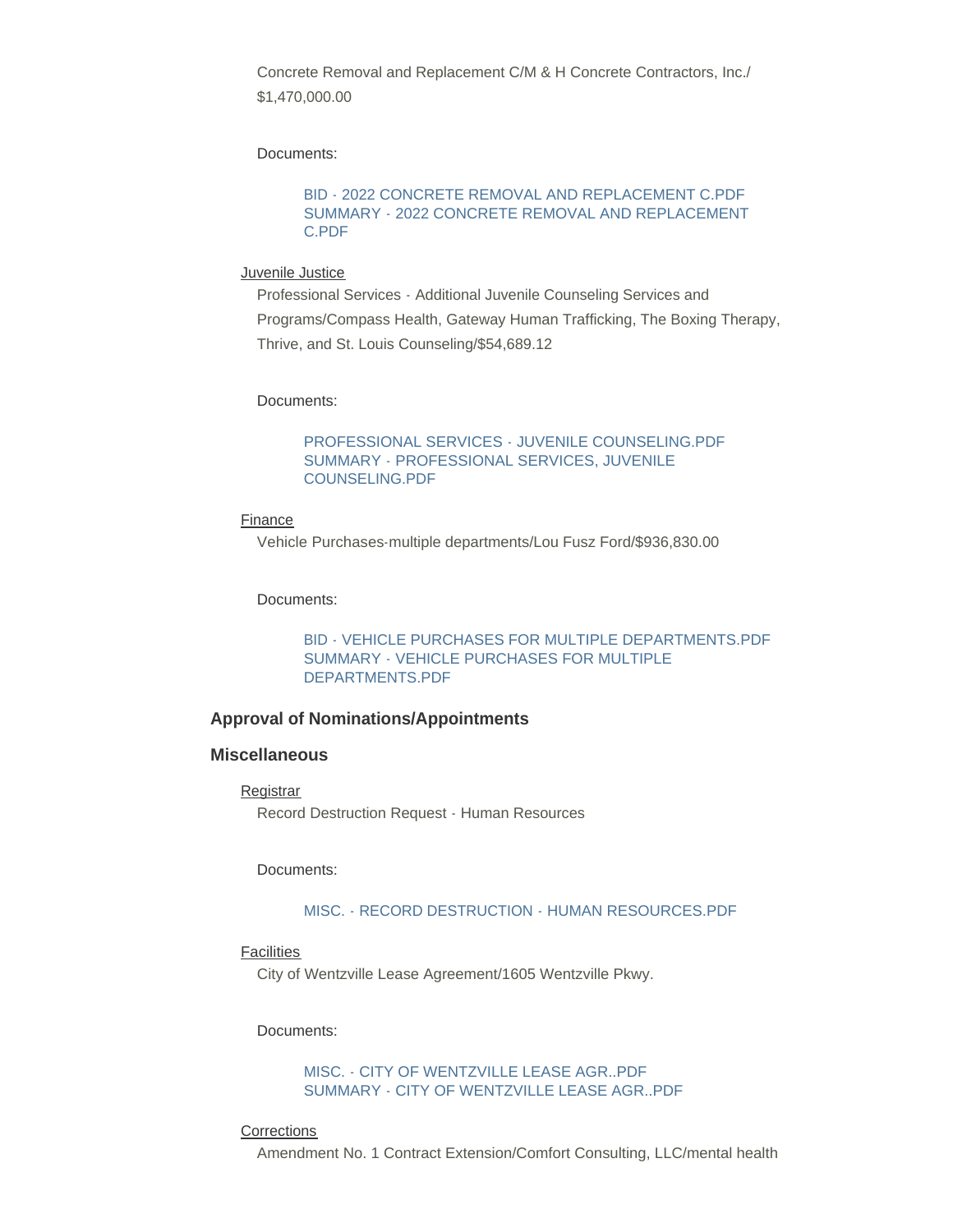Concrete Removal and Replacement C/M & H Concrete Contractors, Inc./ $1,470,000.00

Documents:

BID - 2022 CONCRETE REMOVAL AND REPLACEMENT C.PDF
SUMMARY - 2022 CONCRETE REMOVAL AND REPLACEMENT C.PDF

Juvenile Justice

Professional Services - Additional Juvenile Counseling Services and Programs/Compass Health, Gateway Human Trafficking, The Boxing Therapy, Thrive, and St. Louis Counseling/$54,689.12

Documents:

PROFESSIONAL SERVICES - JUVENILE COUNSELING.PDF
SUMMARY - PROFESSIONAL SERVICES, JUVENILE COUNSELING.PDF

Finance

Vehicle Purchases-multiple departments/Lou Fusz Ford/$936,830.00

Documents:

BID - VEHICLE PURCHASES FOR MULTIPLE DEPARTMENTS.PDF
SUMMARY - VEHICLE PURCHASES FOR MULTIPLE DEPARTMENTS.PDF

### Approval of Nominations/Appointments

### Miscellaneous

Registrar

Record Destruction Request - Human Resources

Documents:

MISC. - RECORD DESTRUCTION - HUMAN RESOURCES.PDF

Facilities

City of Wentzville Lease Agreement/1605 Wentzville Pkwy.

Documents:

MISC. - CITY OF WENTZVILLE LEASE AGR..PDF
SUMMARY - CITY OF WENTZVILLE LEASE AGR..PDF

Corrections

Amendment No. 1 Contract Extension/Comfort Consulting, LLC/mental health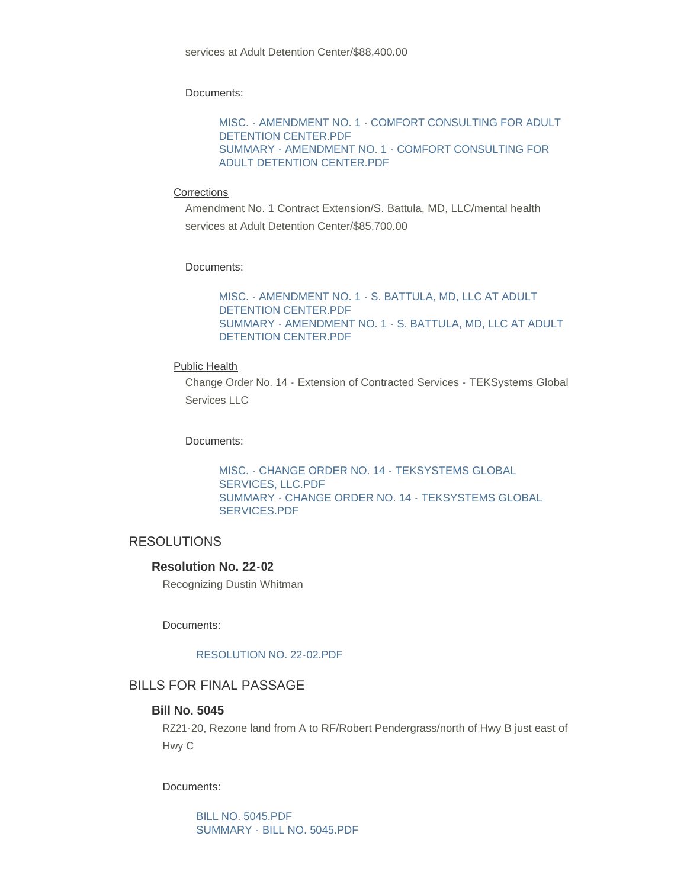services at Adult Detention Center/$88,400.00

Documents:

MISC. - AMENDMENT NO. 1 - COMFORT CONSULTING FOR ADULT DETENTION CENTER.PDF
SUMMARY - AMENDMENT NO. 1 - COMFORT CONSULTING FOR ADULT DETENTION CENTER.PDF

Corrections

Amendment No. 1 Contract Extension/S. Battula, MD, LLC/mental health services at Adult Detention Center/$85,700.00

Documents:

MISC. - AMENDMENT NO. 1 - S. BATTULA, MD, LLC AT ADULT DETENTION CENTER.PDF
SUMMARY - AMENDMENT NO. 1 - S. BATTULA, MD, LLC AT ADULT DETENTION CENTER.PDF

Public Health

Change Order No. 14 - Extension of Contracted Services - TEKSystems Global Services LLC

Documents:

MISC. - CHANGE ORDER NO. 14 - TEKSYSTEMS GLOBAL SERVICES, LLC.PDF
SUMMARY - CHANGE ORDER NO. 14 - TEKSYSTEMS GLOBAL SERVICES.PDF

## RESOLUTIONS

### Resolution No. 22-02

Recognizing Dustin Whitman

Documents:

RESOLUTION NO. 22-02.PDF

## BILLS FOR FINAL PASSAGE

### Bill No. 5045

RZ21-20, Rezone land from A to RF/Robert Pendergrass/north of Hwy B just east of Hwy C

Documents:

BILL NO. 5045.PDF
SUMMARY - BILL NO. 5045.PDF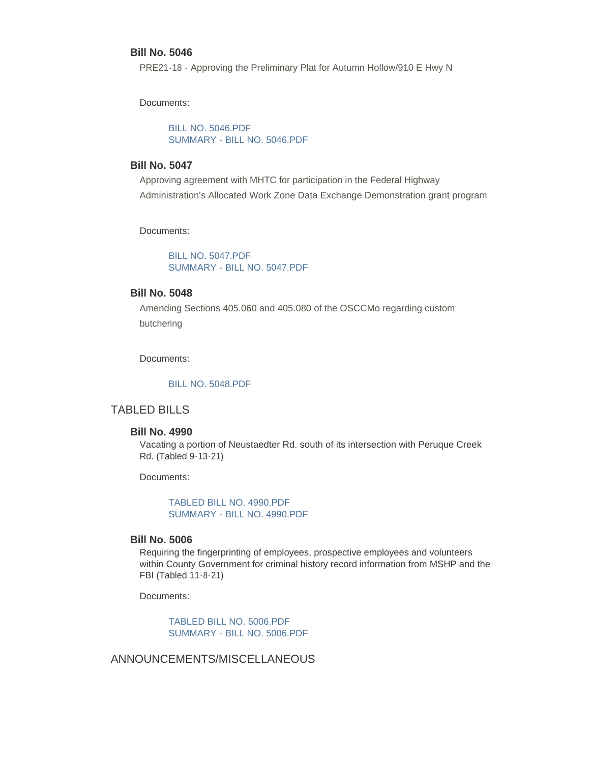### Bill No. 5046

PRE21-18 - Approving the Preliminary Plat for Autumn Hollow/910 E Hwy N

Documents:

BILL NO. 5046.PDF
SUMMARY - BILL NO. 5046.PDF

### Bill No. 5047

Approving agreement with MHTC for participation in the Federal Highway Administration's Allocated Work Zone Data Exchange Demonstration grant program

Documents:

BILL NO. 5047.PDF
SUMMARY - BILL NO. 5047.PDF

### Bill No. 5048

Amending Sections 405.060 and 405.080 of the OSCCMo regarding custom butchering

Documents:

BILL NO. 5048.PDF

## TABLED BILLS

### Bill No. 4990

Vacating a portion of Neustaedter Rd. south of its intersection with Peruque Creek Rd. (Tabled 9-13-21)

Documents:

TABLED BILL NO. 4990.PDF
SUMMARY - BILL NO. 4990.PDF

### Bill No. 5006

Requiring the fingerprinting of employees, prospective employees and volunteers within County Government for criminal history record information from MSHP and the FBI (Tabled 11-8-21)

Documents:

TABLED BILL NO. 5006.PDF
SUMMARY - BILL NO. 5006.PDF

## ANNOUNCEMENTS/MISCELLANEOUS